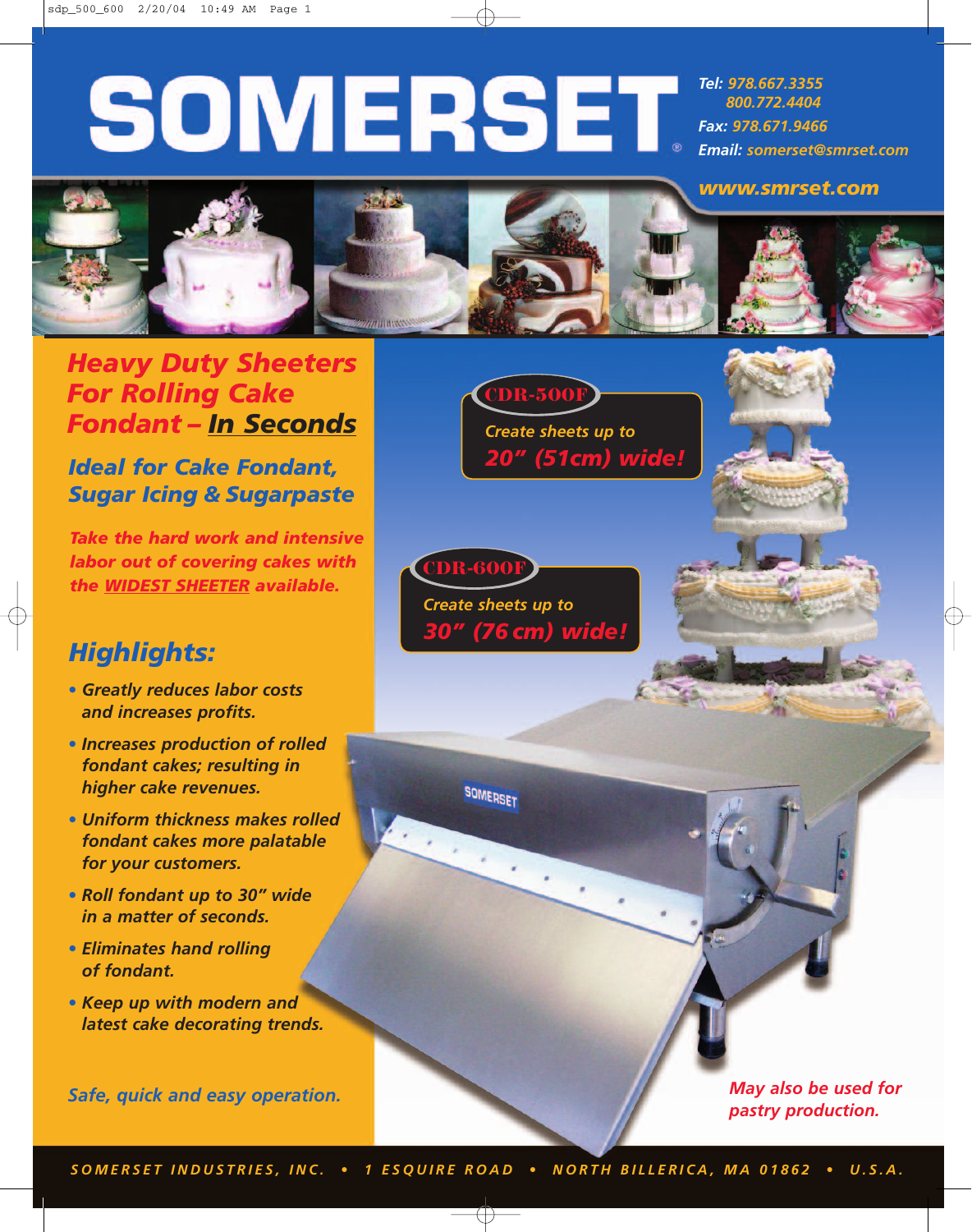# SOMERSET®

Tel: 978.667.3355
800.772.4404
Fax: 978.671.9466
Email: somerset@smrset.com

www.smrset.com

## Heavy Duty Sheeters For Rolling Cake Fondant – In Seconds

### Ideal for Cake Fondant, Sugar Icing & Sugarpaste

*Take the hard work and intensive labor out of covering cakes with the WIDEST SHEETER available.*

**CDR-500F**
Create sheets up to
**20" (51cm) wide!**

**CDR-600F**
Create sheets up to
**30" (76 cm) wide!**

## Highlights:

- Greatly reduces labor costs and increases profits.
- Increases production of rolled fondant cakes; resulting in higher cake revenues.
- Uniform thickness makes rolled fondant cakes more palatable for your customers.
- Roll fondant up to 30" wide in a matter of seconds.
- Eliminates hand rolling of fondant.
- Keep up with modern and latest cake decorating trends.

*Safe, quick and easy operation.*

*May also be used for pastry production.*

SOMERSET INDUSTRIES, INC. • 1 ESQUIRE ROAD • NORTH BILLERICA, MA 01862 • U.S.A.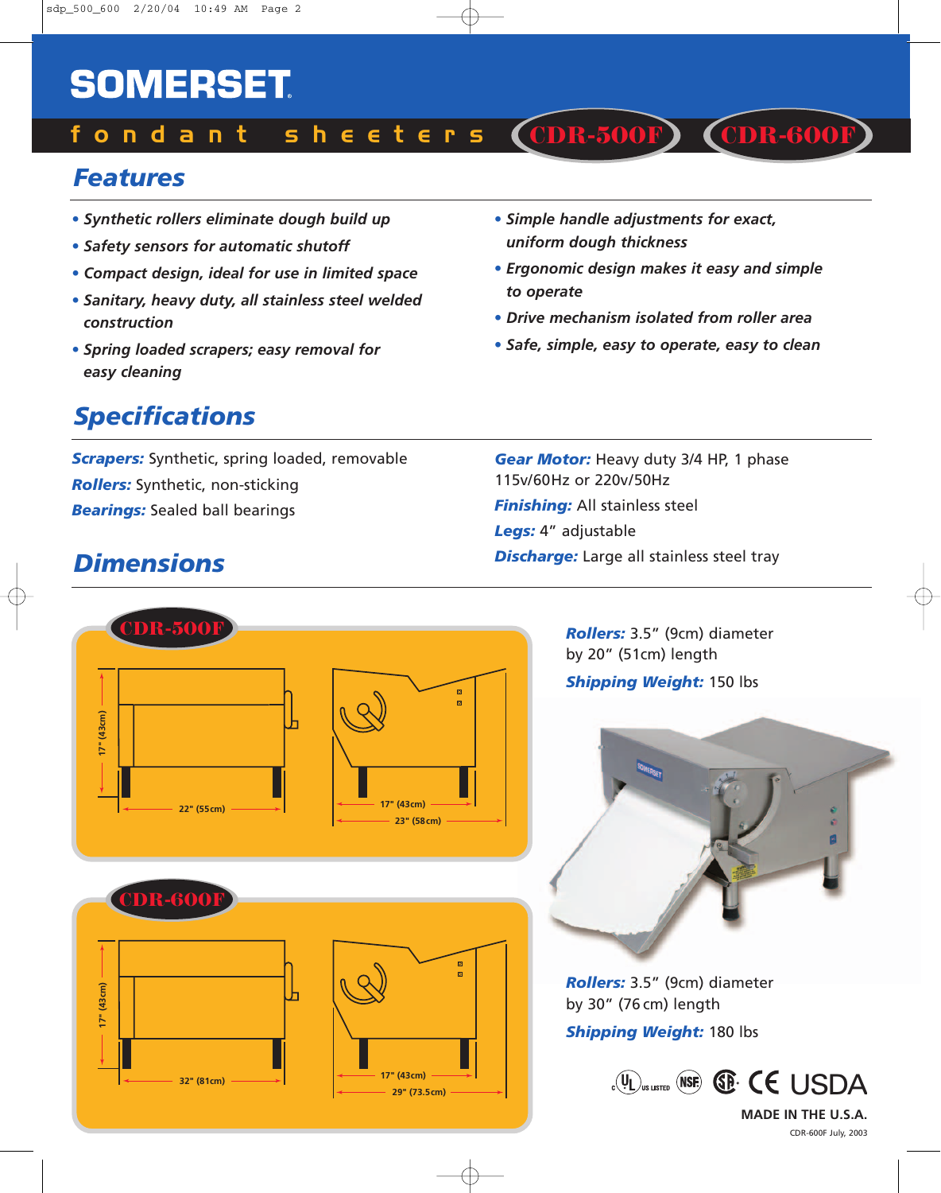# SOMERSET

## fondant sheeters CDR-500F CDR-600F

## Features

- Synthetic rollers eliminate dough build up
- Safety sensors for automatic shutoff
- Compact design, ideal for use in limited space
- Sanitary, heavy duty, all stainless steel welded construction
- Spring loaded scrapers; easy removal for easy cleaning
- Simple handle adjustments for exact, uniform dough thickness
- Ergonomic design makes it easy and simple to operate
- Drive mechanism isolated from roller area
- Safe, simple, easy to operate, easy to clean

## Specifications

***Scrapers:*** Synthetic, spring loaded, removable

***Rollers:*** Synthetic, non-sticking

***Bearings:*** Sealed ball bearings

***Gear Motor:*** Heavy duty 3/4 HP, 1 phase 115v/60Hz or 220v/50Hz

***Finishing:*** All stainless steel

***Legs:*** 4" adjustable

***Discharge:*** Large all stainless steel tray

## Dimensions

### CDR-500F

17" (43cm)

22" (55cm)

17" (43cm)

23" (58cm)

***Rollers:*** 3.5" (9cm) diameter by 20" (51cm) length

***Shipping Weight:*** 150 lbs

### CDR-600F

17" (43cm)

32" (81cm)

17" (43cm)

29" (73.5cm)

***Rollers:*** 3.5" (9cm) diameter by 30" (76 cm) length

***Shipping Weight:*** 180 lbs

UL US LISTED NSF SP CE USDA

**MADE IN THE U.S.A.**

CDR-600F July, 2003